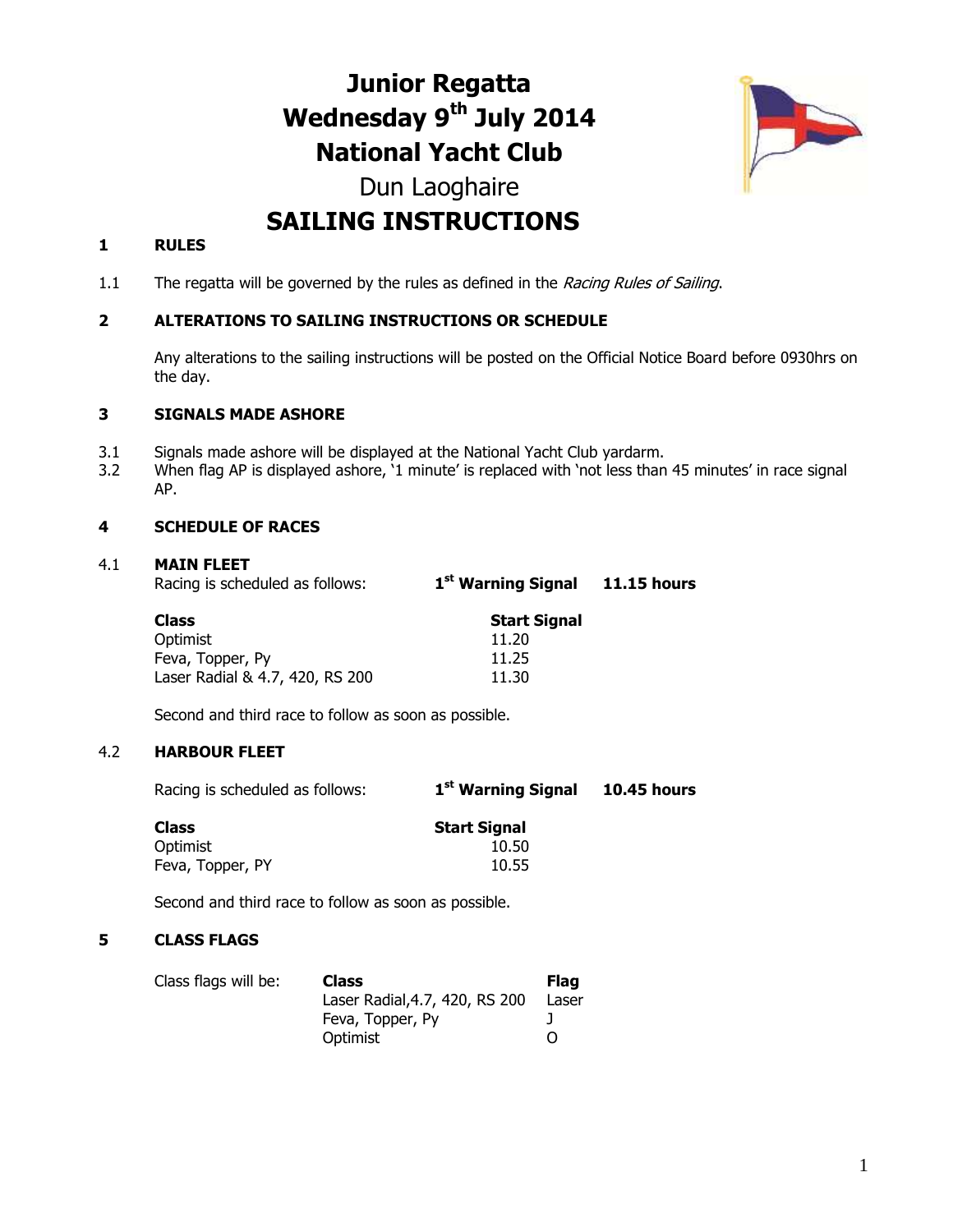# Junior Regatta
# Wednesday 9th July 2014
# National Yacht Club
## Dun Laoghaire
# SAILING INSTRUCTIONS

## 1 RULES

1.1 The regatta will be governed by the rules as defined in the *Racing Rules of Sailing*.

## 2 ALTERATIONS TO SAILING INSTRUCTIONS OR SCHEDULE

Any alterations to the sailing instructions will be posted on the Official Notice Board before 0930hrs on the day.

## 3 SIGNALS MADE ASHORE

3.1 Signals made ashore will be displayed at the National Yacht Club yardarm.

3.2 When flag AP is displayed ashore, '1 minute' is replaced with 'not less than 45 minutes' in race signal AP.

## 4 SCHEDULE OF RACES

### 4.1 MAIN FLEET

Racing is scheduled as follows: **1st Warning Signal 11.15 hours**

| Class | Start Signal |
|---|---|
| Optimist | 11.20 |
| Feva, Topper, Py | 11.25 |
| Laser Radial & 4.7, 420, RS 200 | 11.30 |

Second and third race to follow as soon as possible.

### 4.2 HARBOUR FLEET

Racing is scheduled as follows: **1st Warning Signal 10.45 hours**

| Class | Start Signal |
|---|---|
| Optimist | 10.50 |
| Feva, Topper, PY | 10.55 |

Second and third race to follow as soon as possible.

## 5 CLASS FLAGS

Class flags will be:

| Class | Flag |
|---|---|
| Laser Radial,4.7, 420, RS 200 | Laser |
| Feva, Topper, Py | J |
| Optimist | O |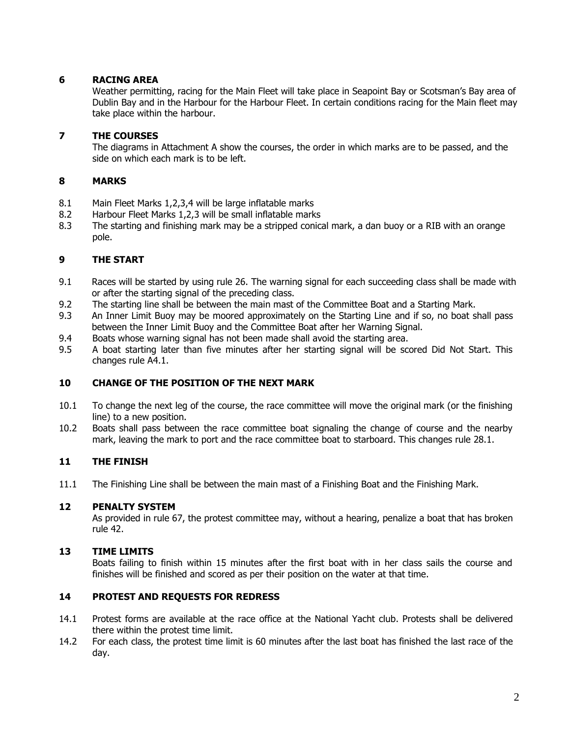## 6 RACING AREA

Weather permitting, racing for the Main Fleet will take place in Seapoint Bay or Scotsman's Bay area of Dublin Bay and in the Harbour for the Harbour Fleet. In certain conditions racing for the Main fleet may take place within the harbour.

## 7 THE COURSES

The diagrams in Attachment A show the courses, the order in which marks are to be passed, and the side on which each mark is to be left.

## 8 MARKS

8.1 Main Fleet Marks 1,2,3,4 will be large inflatable marks

8.2 Harbour Fleet Marks 1,2,3 will be small inflatable marks

8.3 The starting and finishing mark may be a stripped conical mark, a dan buoy or a RIB with an orange pole.

## 9 THE START

9.1 Races will be started by using rule 26. The warning signal for each succeeding class shall be made with or after the starting signal of the preceding class.

9.2 The starting line shall be between the main mast of the Committee Boat and a Starting Mark.

9.3 An Inner Limit Buoy may be moored approximately on the Starting Line and if so, no boat shall pass between the Inner Limit Buoy and the Committee Boat after her Warning Signal.

9.4 Boats whose warning signal has not been made shall avoid the starting area.

9.5 A boat starting later than five minutes after her starting signal will be scored Did Not Start. This changes rule A4.1.

## 10 CHANGE OF THE POSITION OF THE NEXT MARK

10.1 To change the next leg of the course, the race committee will move the original mark (or the finishing line) to a new position.

10.2 Boats shall pass between the race committee boat signaling the change of course and the nearby mark, leaving the mark to port and the race committee boat to starboard. This changes rule 28.1.

## 11 THE FINISH

11.1 The Finishing Line shall be between the main mast of a Finishing Boat and the Finishing Mark.

## 12 PENALTY SYSTEM

As provided in rule 67, the protest committee may, without a hearing, penalize a boat that has broken rule 42.

## 13 TIME LIMITS

Boats failing to finish within 15 minutes after the first boat with in her class sails the course and finishes will be finished and scored as per their position on the water at that time.

## 14 PROTEST AND REQUESTS FOR REDRESS

14.1 Protest forms are available at the race office at the National Yacht club. Protests shall be delivered there within the protest time limit.

14.2 For each class, the protest time limit is 60 minutes after the last boat has finished the last race of the day.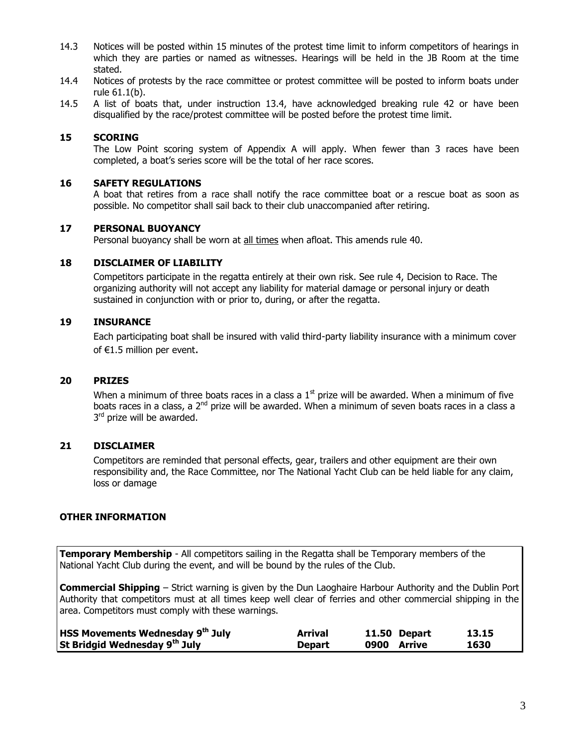14.3 Notices will be posted within 15 minutes of the protest time limit to inform competitors of hearings in which they are parties or named as witnesses. Hearings will be held in the JB Room at the time stated.

14.4 Notices of protests by the race committee or protest committee will be posted to inform boats under rule 61.1(b).

14.5 A list of boats that, under instruction 13.4, have acknowledged breaking rule 42 or have been disqualified by the race/protest committee will be posted before the protest time limit.

## 15 SCORING

The Low Point scoring system of Appendix A will apply. When fewer than 3 races have been completed, a boat's series score will be the total of her race scores.

## 16 SAFETY REGULATIONS

A boat that retires from a race shall notify the race committee boat or a rescue boat as soon as possible. No competitor shall sail back to their club unaccompanied after retiring.

## 17 PERSONAL BUOYANCY

Personal buoyancy shall be worn at all times when afloat. This amends rule 40.

## 18 DISCLAIMER OF LIABILITY

Competitors participate in the regatta entirely at their own risk. See rule 4, Decision to Race. The organizing authority will not accept any liability for material damage or personal injury or death sustained in conjunction with or prior to, during, or after the regatta.

## 19 INSURANCE

Each participating boat shall be insured with valid third-party liability insurance with a minimum cover of €1.5 million per event.

## 20 PRIZES

When a minimum of three boats races in a class a 1st prize will be awarded. When a minimum of five boats races in a class, a 2nd prize will be awarded. When a minimum of seven boats races in a class a 3rd prize will be awarded.

## 21 DISCLAIMER

Competitors are reminded that personal effects, gear, trailers and other equipment are their own responsibility and, the Race Committee, nor The National Yacht Club can be held liable for any claim, loss or damage

## OTHER INFORMATION

**Temporary Membership** - All competitors sailing in the Regatta shall be Temporary members of the National Yacht Club during the event, and will be bound by the rules of the Club.

**Commercial Shipping** – Strict warning is given by the Dun Laoghaire Harbour Authority and the Dublin Port Authority that competitors must at all times keep well clear of ferries and other commercial shipping in the area. Competitors must comply with these warnings.

| | | | | |
|---|---|---|---|---|
| **HSS Movements Wednesday 9th July** | **Arrival** | **11.50** | **Depart** | **13.15** |
| **St Bridgid Wednesday 9th July** | **Depart** | **0900** | **Arrive** | **1630** |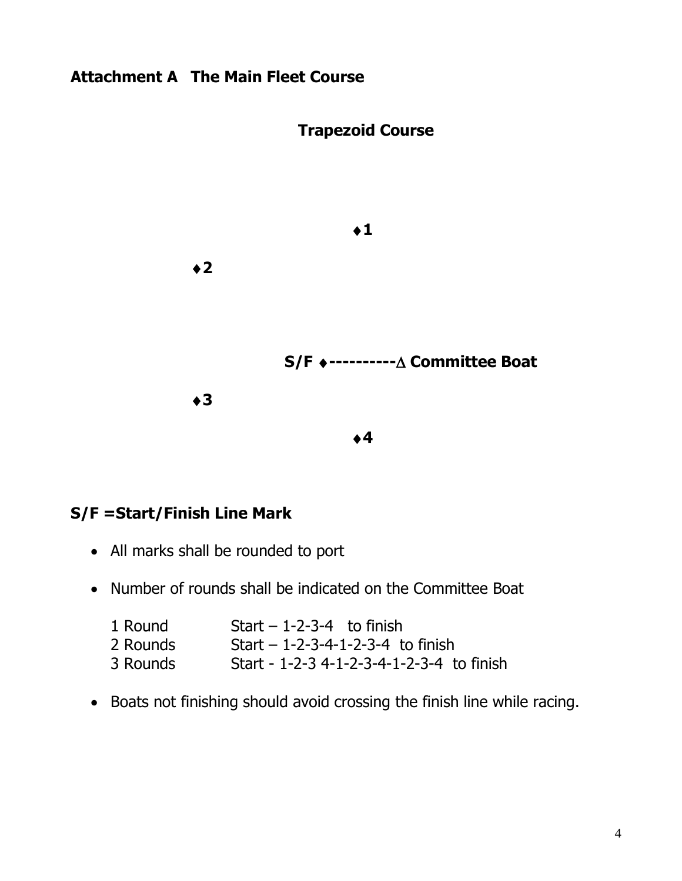## Attachment A The Main Fleet Course

### Trapezoid Course

♦1

♦2

S/F ♦----------∆ Committee Boat

♦3

♦4

**S/F =Start/Finish Line Mark**

- All marks shall be rounded to port
- Number of rounds shall be indicated on the Committee Boat

| | |
|---|---|
| 1 Round | Start – 1-2-3-4 to finish |
| 2 Rounds | Start – 1-2-3-4-1-2-3-4 to finish |
| 3 Rounds | Start - 1-2-3 4-1-2-3-4-1-2-3-4 to finish |

- Boats not finishing should avoid crossing the finish line while racing.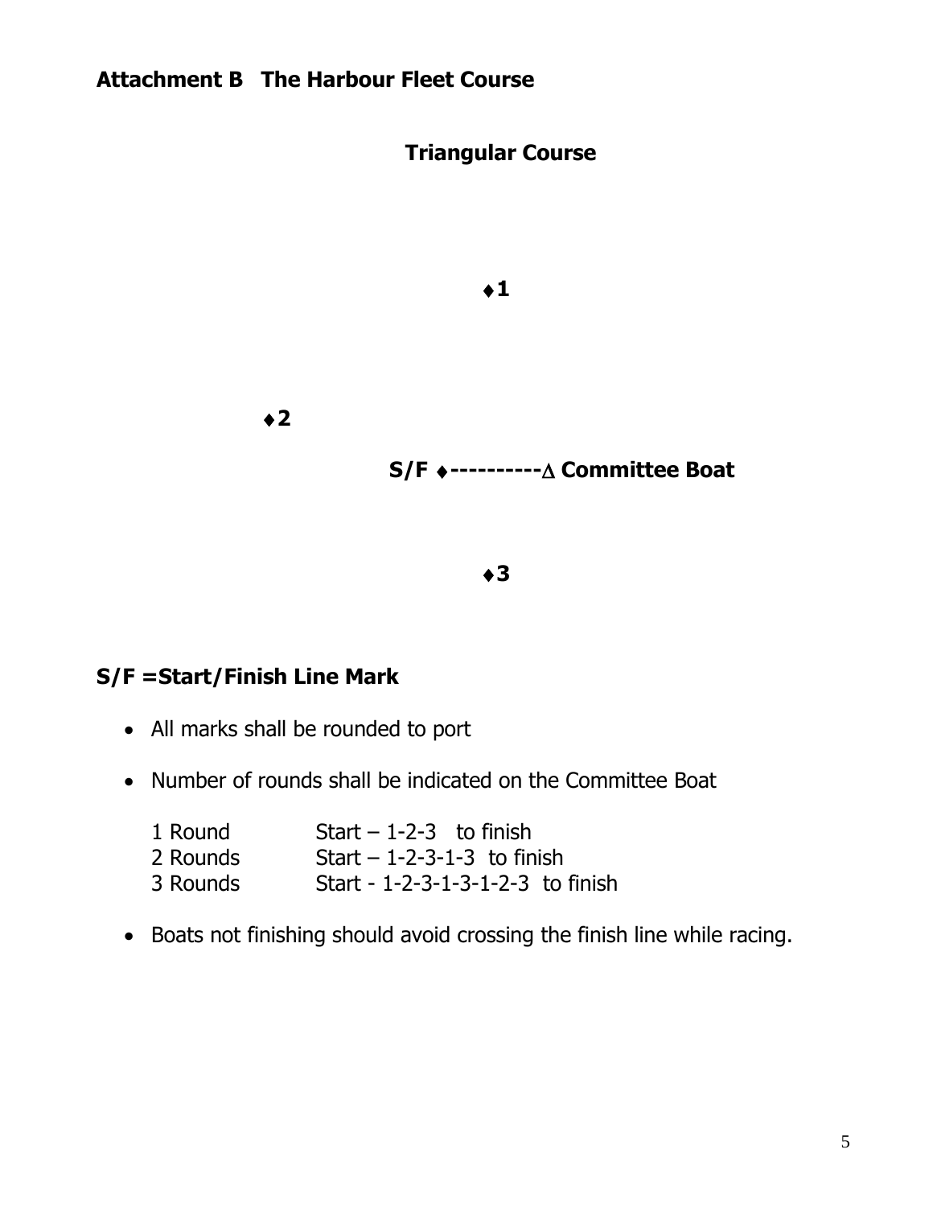## Attachment B The Harbour Fleet Course

### Triangular Course

♦1

♦2

S/F ♦----------∆ Committee Boat

♦3

**S/F =Start/Finish Line Mark**

- All marks shall be rounded to port
- Number of rounds shall be indicated on the Committee Boat

| | |
|---|---|
| 1 Round | Start – 1-2-3 to finish |
| 2 Rounds | Start – 1-2-3-1-3 to finish |
| 3 Rounds | Start - 1-2-3-1-3-1-2-3 to finish |

- Boats not finishing should avoid crossing the finish line while racing.